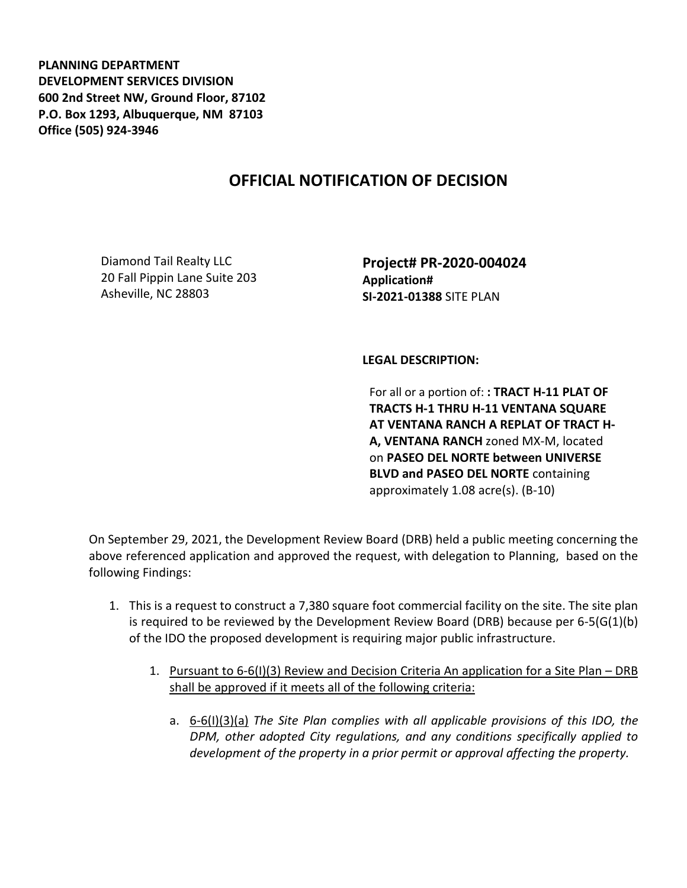**PLANNING DEPARTMENT**
**DEVELOPMENT SERVICES DIVISION**
**600 2nd Street NW, Ground Floor, 87102**
**P.O. Box 1293, Albuquerque, NM 87103**
**Office (505) 924-3946**

# OFFICIAL NOTIFICATION OF DECISION

Diamond Tail Realty LLC
20 Fall Pippin Lane Suite 203
Asheville, NC 28803

**Project# PR-2020-004024**
**Application#**
**SI-2021-01388** SITE PLAN

**LEGAL DESCRIPTION:**

For all or a portion of: **: TRACT H-11 PLAT OF TRACTS H-1 THRU H-11 VENTANA SQUARE AT VENTANA RANCH A REPLAT OF TRACT H-A, VENTANA RANCH** zoned MX-M, located on **PASEO DEL NORTE between UNIVERSE BLVD and PASEO DEL NORTE** containing approximately 1.08 acre(s). (B-10)

On September 29, 2021, the Development Review Board (DRB) held a public meeting concerning the above referenced application and approved the request, with delegation to Planning, based on the following Findings:

1. This is a request to construct a 7,380 square foot commercial facility on the site. The site plan is required to be reviewed by the Development Review Board (DRB) because per 6-5(G(1)(b) of the IDO the proposed development is requiring major public infrastructure.

    1. Pursuant to 6-6(I)(3) Review and Decision Criteria An application for a Site Plan – DRB shall be approved if it meets all of the following criteria:

        a. 6-6(I)(3)(a) *The Site Plan complies with all applicable provisions of this IDO, the DPM, other adopted City regulations, and any conditions specifically applied to development of the property in a prior permit or approval affecting the property.*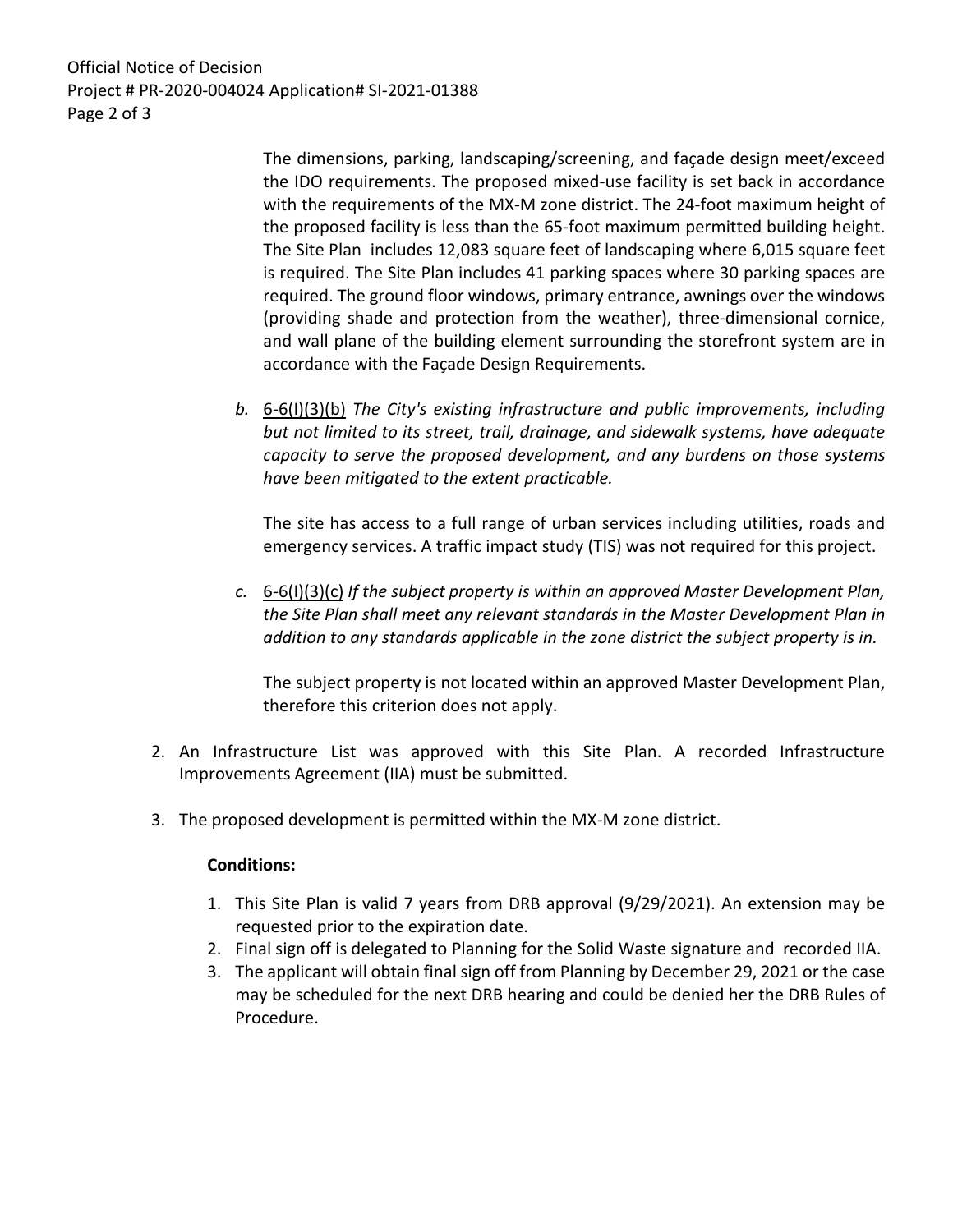The dimensions, parking, landscaping/screening, and façade design meet/exceed the IDO requirements. The proposed mixed-use facility is set back in accordance with the requirements of the MX-M zone district. The 24-foot maximum height of the proposed facility is less than the 65-foot maximum permitted building height. The Site Plan includes 12,083 square feet of landscaping where 6,015 square feet is required. The Site Plan includes 41 parking spaces where 30 parking spaces are required. The ground floor windows, primary entrance, awnings over the windows (providing shade and protection from the weather), three-dimensional cornice, and wall plane of the building element surrounding the storefront system are in accordance with the Façade Design Requirements.

*b.* <u>6-6(I)(3)(b)</u> *The City's existing infrastructure and public improvements, including but not limited to its street, trail, drainage, and sidewalk systems, have adequate capacity to serve the proposed development, and any burdens on those systems have been mitigated to the extent practicable.*

The site has access to a full range of urban services including utilities, roads and emergency services. A traffic impact study (TIS) was not required for this project.

*c.* <u>6-6(I)(3)(c)</u> *If the subject property is within an approved Master Development Plan, the Site Plan shall meet any relevant standards in the Master Development Plan in addition to any standards applicable in the zone district the subject property is in.*

The subject property is not located within an approved Master Development Plan, therefore this criterion does not apply.

2. An Infrastructure List was approved with this Site Plan. A recorded Infrastructure Improvements Agreement (IIA) must be submitted.

3. The proposed development is permitted within the MX-M zone district.

**Conditions:**

1. This Site Plan is valid 7 years from DRB approval (9/29/2021). An extension may be requested prior to the expiration date.
2. Final sign off is delegated to Planning for the Solid Waste signature and recorded IIA.
3. The applicant will obtain final sign off from Planning by December 29, 2021 or the case may be scheduled for the next DRB hearing and could be denied her the DRB Rules of Procedure.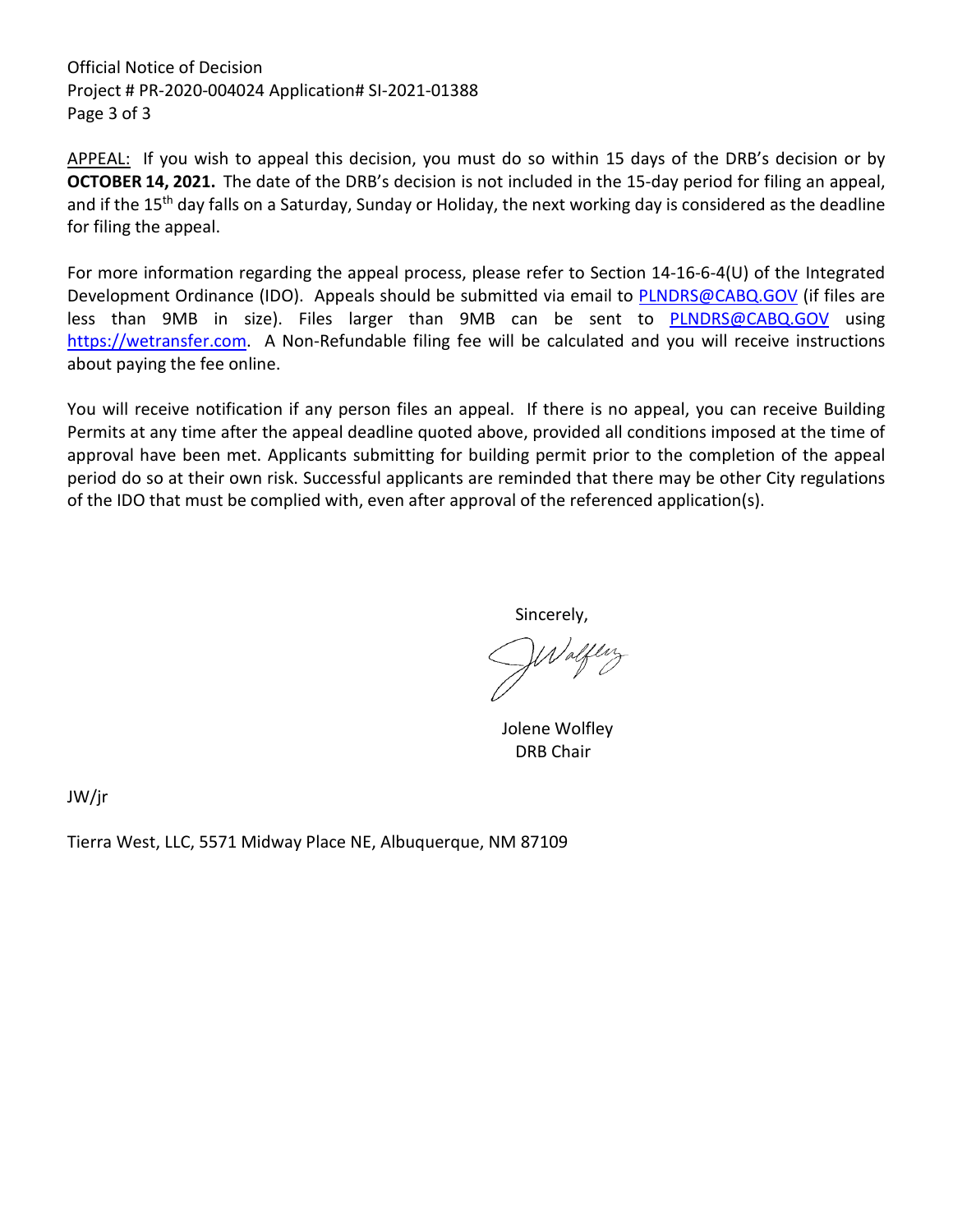APPEAL: If you wish to appeal this decision, you must do so within 15 days of the DRB's decision or by **OCTOBER 14, 2021.** The date of the DRB's decision is not included in the 15-day period for filing an appeal, and if the 15th day falls on a Saturday, Sunday or Holiday, the next working day is considered as the deadline for filing the appeal.

For more information regarding the appeal process, please refer to Section 14-16-6-4(U) of the Integrated Development Ordinance (IDO). Appeals should be submitted via email to PLNDRS@CABQ.GOV (if files are less than 9MB in size). Files larger than 9MB can be sent to PLNDRS@CABQ.GOV using https://wetransfer.com. A Non-Refundable filing fee will be calculated and you will receive instructions about paying the fee online.

You will receive notification if any person files an appeal. If there is no appeal, you can receive Building Permits at any time after the appeal deadline quoted above, provided all conditions imposed at the time of approval have been met. Applicants submitting for building permit prior to the completion of the appeal period do so at their own risk. Successful applicants are reminded that there may be other City regulations of the IDO that must be complied with, even after approval of the referenced application(s).

Sincerely,

Jolene Wolfley
DRB Chair

JW/jr

Tierra West, LLC, 5571 Midway Place NE, Albuquerque, NM 87109